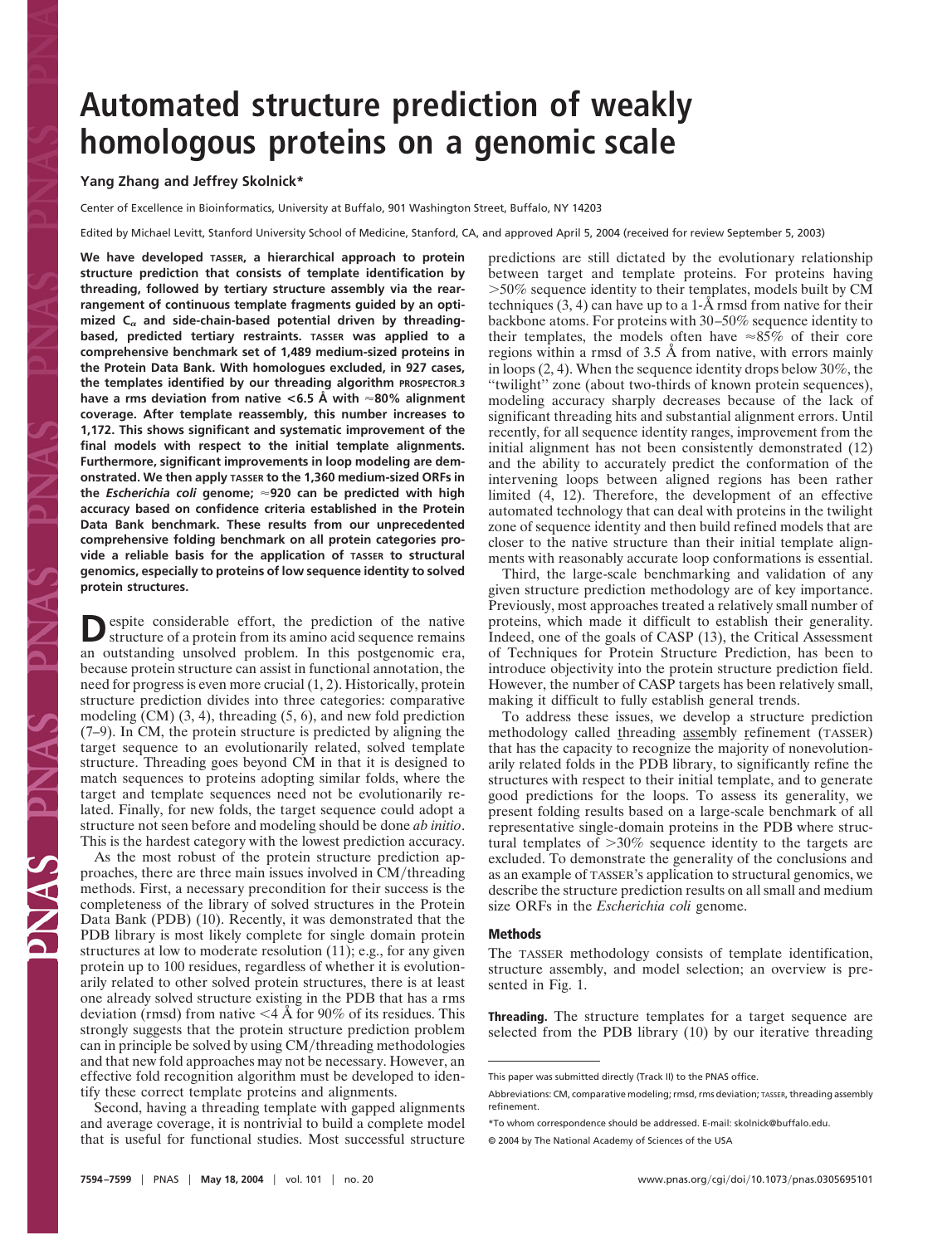# Automated structure prediction of weakly homologous proteins on a genomic scale

**Yang Zhang and Jeffrey Skolnick***

Center of Excellence in Bioinformatics, University at Buffalo, 901 Washington Street, Buffalo, NY 14203

Edited by Michael Levitt, Stanford University School of Medicine, Stanford, CA, and approved April 5, 2004 (received for review September 5, 2003)

**We have developed TASSER, a hierarchical approach to protein structure prediction that consists of template identification by threading, followed by tertiary structure assembly via the rearrangement of continuous template fragments guided by an optimized $C_\alpha$ and side-chain-based potential driven by threading-based, predicted tertiary restraints. TASSER was applied to a comprehensive benchmark set of 1,489 medium-sized proteins in the Protein Data Bank. With homologues excluded, in 927 cases, the templates identified by our threading algorithm PROSPECTOR_3 have a rms deviation from native <6.5 Å with ≈80% alignment coverage. After template reassembly, this number increases to 1,172. This shows significant and systematic improvement of the final models with respect to the initial template alignments. Furthermore, significant improvements in loop modeling are demonstrated. We then apply TASSER to the 1,360 medium-sized ORFs in the *Escherichia coli* genome; ≈920 can be predicted with high accuracy based on confidence criteria established in the Protein Data Bank benchmark. These results from our unprecedented comprehensive folding benchmark on all protein categories provide a reliable basis for the application of TASSER to structural genomics, especially to proteins of low sequence identity to solved protein structures.**

Despite considerable effort, the prediction of the native structure of a protein from its amino acid sequence remains an outstanding unsolved problem. In this postgenomic era, because protein structure can assist in functional annotation, the need for progress is even more crucial (1, 2). Historically, protein structure prediction divides into three categories: comparative modeling (CM) (3, 4), threading (5, 6), and new fold prediction (7–9). In CM, the protein structure is predicted by aligning the target sequence to an evolutionarily related, solved template structure. Threading goes beyond CM in that it is designed to match sequences to proteins adopting similar folds, where the target and template sequences need not be evolutionarily related. Finally, for new folds, the target sequence could adopt a structure not seen before and modeling should be done *ab initio*. This is the hardest category with the lowest prediction accuracy.

As the most robust of the protein structure prediction approaches, there are three main issues involved in CM/threading methods. First, a necessary precondition for their success is the completeness of the library of solved structures in the Protein Data Bank (PDB) (10). Recently, it was demonstrated that the PDB library is most likely complete for single domain protein structures at low to moderate resolution (11); e.g., for any given protein up to 100 residues, regardless of whether it is evolutionarily related to other solved protein structures, there is at least one already solved structure existing in the PDB that has a rms deviation (rmsd) from native <4 Å for 90% of its residues. This strongly suggests that the protein structure prediction problem can in principle be solved by using CM/threading methodologies and that new fold approaches may not be necessary. However, an effective fold recognition algorithm must be developed to identify these correct template proteins and alignments.

Second, having a threading template with gapped alignments and average coverage, it is nontrivial to build a complete model that is useful for functional studies. Most successful structure predictions are still dictated by the evolutionary relationship between target and template proteins. For proteins having >50% sequence identity to their templates, models built by CM techniques (3, 4) can have up to a 1-Å rmsd from native for their backbone atoms. For proteins with 30–50% sequence identity to their templates, the models often have ≈85% of their core regions within a rmsd of 3.5 Å from native, with errors mainly in loops (2, 4). When the sequence identity drops below 30%, the "twilight" zone (about two-thirds of known protein sequences), modeling accuracy sharply decreases because of the lack of significant threading hits and substantial alignment errors. Until recently, for all sequence identity ranges, improvement from the initial alignment has not been consistently demonstrated (12) and the ability to accurately predict the conformation of the intervening loops between aligned regions has been rather limited (4, 12). Therefore, the development of an effective automated technology that can deal with proteins in the twilight zone of sequence identity and then build refined models that are closer to the native structure than their initial template alignments with reasonably accurate loop conformations is essential.

Third, the large-scale benchmarking and validation of any given structure prediction methodology are of key importance. Previously, most approaches treated a relatively small number of proteins, which made it difficult to establish their generality. Indeed, one of the goals of CASP (13), the Critical Assessment of Techniques for Protein Structure Prediction, has been to introduce objectivity into the protein structure prediction field. However, the number of CASP targets has been relatively small, making it difficult to fully establish general trends.

To address these issues, we develop a structure prediction methodology called threading assembly refinement (TASSER) that has the capacity to recognize the majority of nonevolutionarily related folds in the PDB library, to significantly refine the structures with respect to their initial template, and to generate good predictions for the loops. To assess its generality, we present folding results based on a large-scale benchmark of all representative single-domain proteins in the PDB where structural templates of >30% sequence identity to the targets are excluded. To demonstrate the generality of the conclusions and as an example of TASSER's application to structural genomics, we describe the structure prediction results on all small and medium size ORFs in the *Escherichia coli* genome.

## Methods

The TASSER methodology consists of template identification, structure assembly, and model selection; an overview is presented in Fig. 1.

**Threading.** The structure templates for a target sequence are selected from the PDB library (10) by our iterative threading

---

This paper was submitted directly (Track II) to the PNAS office.

Abbreviations: CM, comparative modeling; rmsd, rms deviation; TASSER, threading assembly refinement.

*To whom correspondence should be addressed. E-mail: skolnick@buffalo.edu.

© 2004 by The National Academy of Sciences of the USA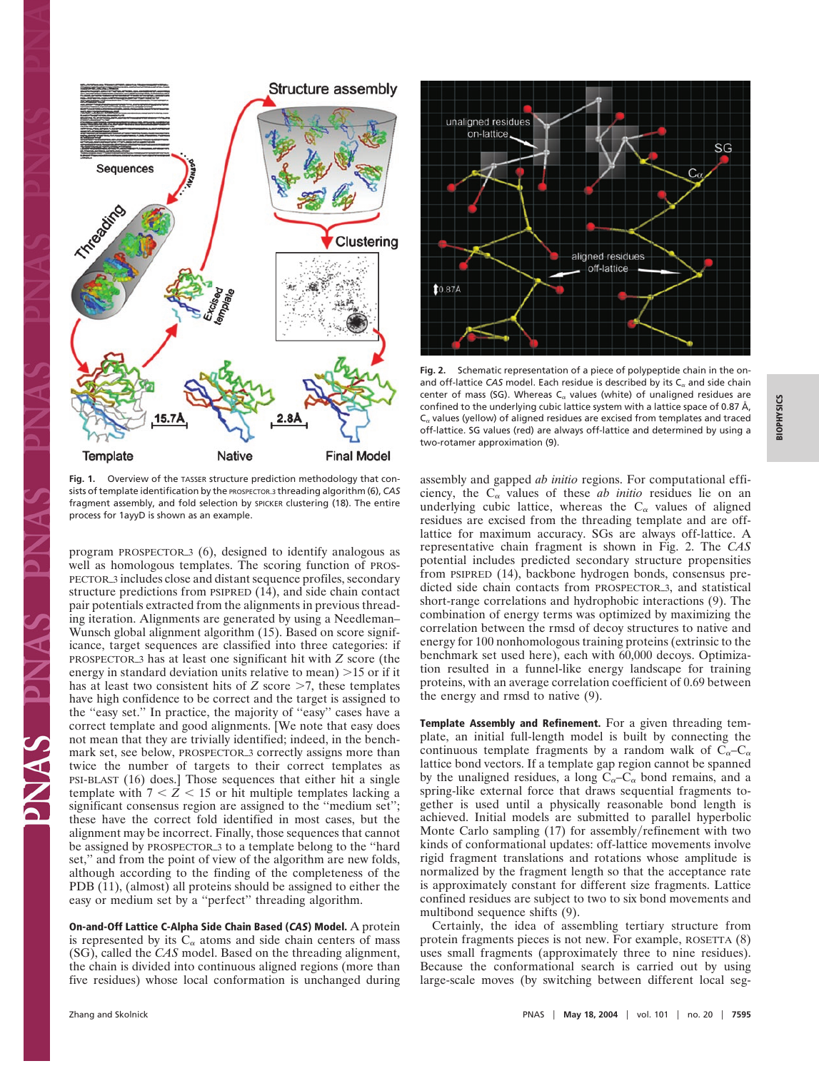Fig. 1. Overview of the TASSER structure prediction methodology that consists of template identification by the PROSPECTOR_3 threading algorithm (6), *CAS* fragment assembly, and fold selection by SPICKER clustering (18). The entire process for 1ayyD is shown as an example.

Fig. 2. Schematic representation of a piece of polypeptide chain in the on- and off-lattice *CAS* model. Each residue is described by its $C_\alpha$ and side chain center of mass (SG). Whereas $C_\alpha$ values (white) of unaligned residues are confined to the underlying cubic lattice system with a lattice space of 0.87 Å, $C_\alpha$ values (yellow) of aligned residues are excised from templates and traced off-lattice. SG values (red) are always off-lattice and determined by using a two-rotamer approximation (9).

program PROSPECTOR_3 (6), designed to identify analogous as well as homologous templates. The scoring function of PROSPECTOR_3 includes close and distant sequence profiles, secondary structure predictions from PSIPRED (14), and side chain contact pair potentials extracted from the alignments in previous threading iteration. Alignments are generated by using a Needleman–Wunsch global alignment algorithm (15). Based on score significance, target sequences are classified into three categories: if PROSPECTOR_3 has at least one significant hit with $Z$ score (the energy in standard deviation units relative to mean) >15 or if it has at least two consistent hits of $Z$ score >7, these templates have high confidence to be correct and the target is assigned to the "easy set." In practice, the majority of "easy" cases have a correct template and good alignments. [We note that easy does not mean that they are trivially identified; indeed, in the benchmark set, see below, PROSPECTOR_3 correctly assigns more than twice the number of targets to their correct templates as PSI-BLAST (16) does.] Those sequences that either hit a single template with $7 < Z < 15$ or hit multiple templates lacking a significant consensus region are assigned to the "medium set"; these have the correct fold identified in most cases, but the alignment may be incorrect. Finally, those sequences that cannot be assigned by PROSPECTOR_3 to a template belong to the "hard set," and from the point of view of the algorithm are new folds, although according to the finding of the completeness of the PDB (11), (almost) all proteins should be assigned to either the easy or medium set by a "perfect" threading algorithm.

**On-and-Off Lattice C-Alpha Side Chain Based (*CAS*) Model.** A protein is represented by its $C_\alpha$ atoms and side chain centers of mass (SG), called the *CAS* model. Based on the threading alignment, the chain is divided into continuous aligned regions (more than five residues) whose local conformation is unchanged during assembly and gapped *ab initio* regions. For computational efficiency, the $C_\alpha$ values of these *ab initio* residues lie on an underlying cubic lattice, whereas the $C_\alpha$ values of aligned residues are excised from the threading template and are off-lattice for maximum accuracy. SGs are always off-lattice. A representative chain fragment is shown in Fig. 2. The *CAS* potential includes predicted secondary structure propensities from PSIPRED (14), backbone hydrogen bonds, consensus predicted side chain contacts from PROSPECTOR_3, and statistical short-range correlations and hydrophobic interactions (9). The combination of energy terms was optimized by maximizing the correlation between the rmsd of decoy structures to native and energy for 100 nonhomologous training proteins (extrinsic to the benchmark set used here), each with 60,000 decoys. Optimization resulted in a funnel-like energy landscape for training proteins, with an average correlation coefficient of 0.69 between the energy and rmsd to native (9).

**Template Assembly and Refinement.** For a given threading template, an initial full-length model is built by connecting the continuous template fragments by a random walk of $C_\alpha$–$C_\alpha$ lattice bond vectors. If a template gap region cannot be spanned by the unaligned residues, a long $C_\alpha$–$C_\alpha$ bond remains, and a spring-like external force that draws sequential fragments together is used until a physically reasonable bond length is achieved. Initial models are submitted to parallel hyperbolic Monte Carlo sampling (17) for assembly/refinement with two kinds of conformational updates: off-lattice movements involve rigid fragment translations and rotations whose amplitude is normalized by the fragment length so that the acceptance rate is approximately constant for different size fragments. Lattice confined residues are subject to two to six bond movements and multibond sequence shifts (9).

Certainly, the idea of assembling tertiary structure from protein fragments pieces is not new. For example, ROSETTA (8) uses small fragments (approximately three to nine residues). Because the conformational search is carried out by using large-scale moves (by switching between different local seg-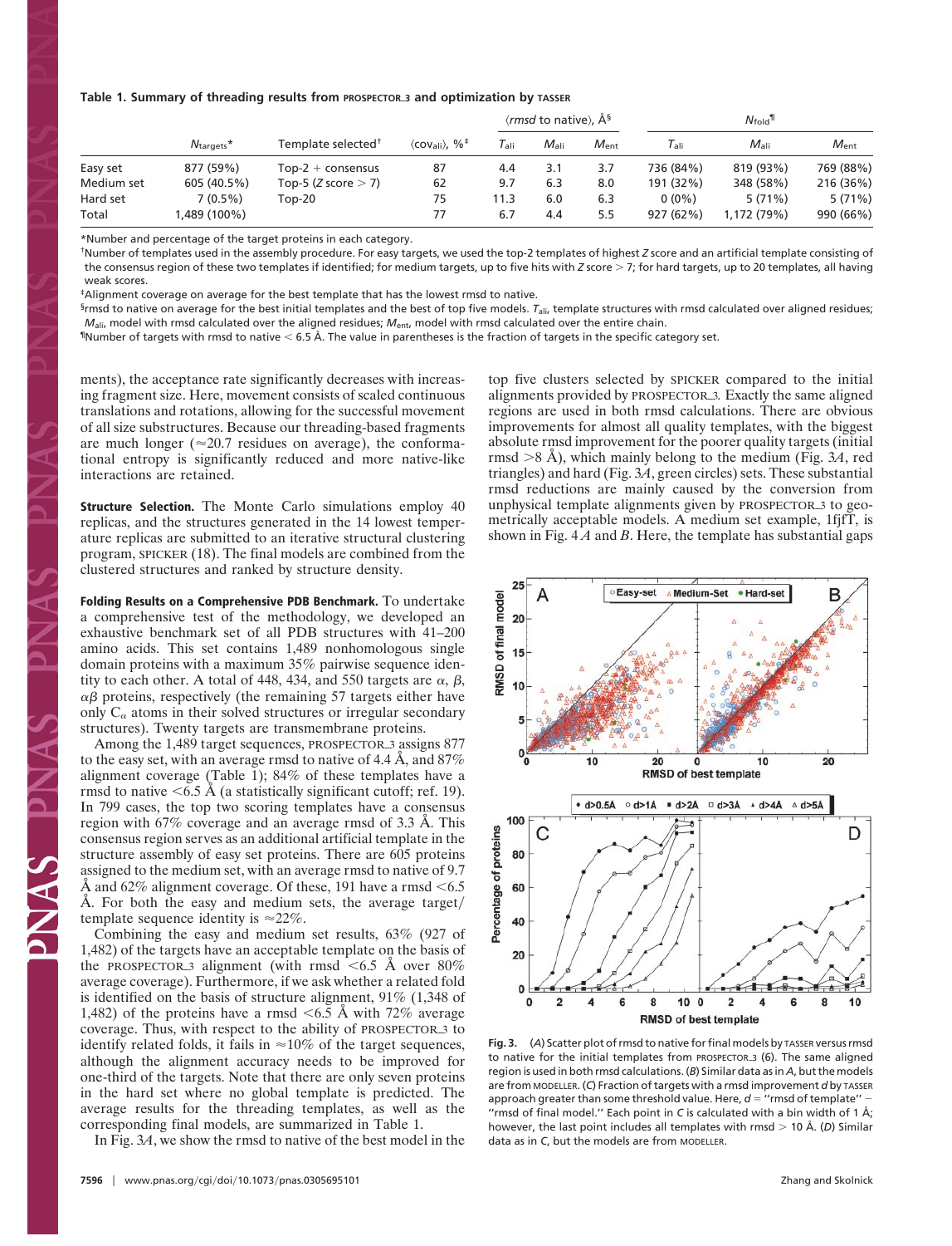**Table 1. Summary of threading results from PROSPECTOR_3 and optimization by TASSER**

| | $N_{targets}$* | Template selected† | ⟨$cov_{ali}$⟩, %‡ | ⟨*rmsd* to native⟩, Å§ | | | $N_{fold}$¶ | | |
|---|---|---|---|---|---|---|---|---|---|
| | | | | $T_{ali}$ | $M_{ali}$ | $M_{ent}$ | $T_{ali}$ | $M_{ali}$ | $M_{ent}$ |
| Easy set | 877 (59%) | Top-2 + consensus | 87 | 4.4 | 3.1 | 3.7 | 736 (84%) | 819 (93%) | 769 (88%) |
| Medium set | 605 (40.5%) | Top-5 (*Z* score > 7) | 62 | 9.7 | 6.3 | 8.0 | 191 (32%) | 348 (58%) | 216 (36%) |
| Hard set | 7 (0.5%) | Top-20 | 75 | 11.3 | 6.0 | 6.3 | 0 (0%) | 5 (71%) | 5 (71%) |
| Total | 1,489 (100%) | | 77 | 6.7 | 4.4 | 5.5 | 927 (62%) | 1,172 (79%) | 990 (66%) |

*Number and percentage of the target proteins in each category.

†Number of templates used in the assembly procedure. For easy targets, we used the top-2 templates of highest *Z* score and an artificial template consisting of the consensus region of these two templates if identified; for medium targets, up to five hits with *Z* score > 7; for hard targets, up to 20 templates, all having weak scores.

‡Alignment coverage on average for the best template that has the lowest rmsd to native.

§rmsd to native on average for the best initial templates and the best of top five models. $T_{ali}$, template structures with rmsd calculated over aligned residues; $M_{ali}$, model with rmsd calculated over the aligned residues; $M_{ent}$, model with rmsd calculated over the entire chain.

¶Number of targets with rmsd to native < 6.5 Å. The value in parentheses is the fraction of targets in the specific category set.

ments), the acceptance rate significantly decreases with increasing fragment size. Here, movement consists of scaled continuous translations and rotations, allowing for the successful movement of all size substructures. Because our threading-based fragments are much longer (≈20.7 residues on average), the conformational entropy is significantly reduced and more native-like interactions are retained.

**Structure Selection.** The Monte Carlo simulations employ 40 replicas, and the structures generated in the 14 lowest temperature replicas are submitted to an iterative structural clustering program, SPICKER (18). The final models are combined from the clustered structures and ranked by structure density.

**Folding Results on a Comprehensive PDB Benchmark.** To undertake a comprehensive test of the methodology, we developed an exhaustive benchmark set of all PDB structures with 41–200 amino acids. This set contains 1,489 nonhomologous single domain proteins with a maximum 35% pairwise sequence identity to each other. A total of 448, 434, and 550 targets are α, β, αβ proteins, respectively (the remaining 57 targets either have only $C_\alpha$ atoms in their solved structures or irregular secondary structures). Twenty targets are transmembrane proteins.

Among the 1,489 target sequences, PROSPECTOR_3 assigns 877 to the easy set, with an average rmsd to native of 4.4 Å, and 87% alignment coverage (Table 1); 84% of these templates have a rmsd to native <6.5 Å (a statistically significant cutoff; ref. 19). In 799 cases, the top two scoring templates have a consensus region with 67% coverage and an average rmsd of 3.3 Å. This consensus region serves as an additional artificial template in the structure assembly of easy set proteins. There are 605 proteins assigned to the medium set, with an average rmsd to native of 9.7 Å and 62% alignment coverage. Of these, 191 have a rmsd <6.5 Å. For both the easy and medium sets, the average target/template sequence identity is ≈22%.

Combining the easy and medium set results, 63% (927 of 1,482) of the targets have an acceptable template on the basis of the PROSPECTOR_3 alignment (with rmsd <6.5 Å over 80% average coverage). Furthermore, if we ask whether a related fold is identified on the basis of structure alignment, 91% (1,348 of 1,482) of the proteins have a rmsd <6.5 Å with 72% average coverage. Thus, with respect to the ability of PROSPECTOR_3 to identify related folds, it fails in ≈10% of the target sequences, although the alignment accuracy needs to be improved for one-third of the targets. Note that there are only seven proteins in the hard set where no global template is predicted. The average results for the threading templates, as well as the corresponding final models, are summarized in Table 1.

In Fig. 3*A*, we show the rmsd to native of the best model in the top five clusters selected by SPICKER compared to the initial alignments provided by PROSPECTOR_3. Exactly the same aligned regions are used in both rmsd calculations. There are obvious improvements for almost all quality templates, with the biggest absolute rmsd improvement for the poorer quality targets (initial rmsd >8 Å), which mainly belong to the medium (Fig. 3*A*, red triangles) and hard (Fig. 3*A*, green circles) sets. These substantial rmsd reductions are mainly caused by the conversion from unphysical template alignments given by PROSPECTOR_3 to geometrically acceptable models. A medium set example, 1fjfT, is shown in Fig. 4 *A* and *B*. Here, the template has substantial gaps

**Fig. 3.** (*A*) Scatter plot of rmsd to native for final models by TASSER versus rmsd to native for the initial templates from PROSPECTOR_3 (6). The same aligned region is used in both rmsd calculations. (*B*) Similar data as in *A*, but the models are from MODELLER. (*C*) Fraction of targets with a rmsd improvement *d* by TASSER approach greater than some threshold value. Here, *d* = "rmsd of template" − "rmsd of final model." Each point in *C* is calculated with a bin width of 1 Å; however, the last point includes all templates with rmsd > 10 Å. (*D*) Similar data as in *C*, but the models are from MODELLER.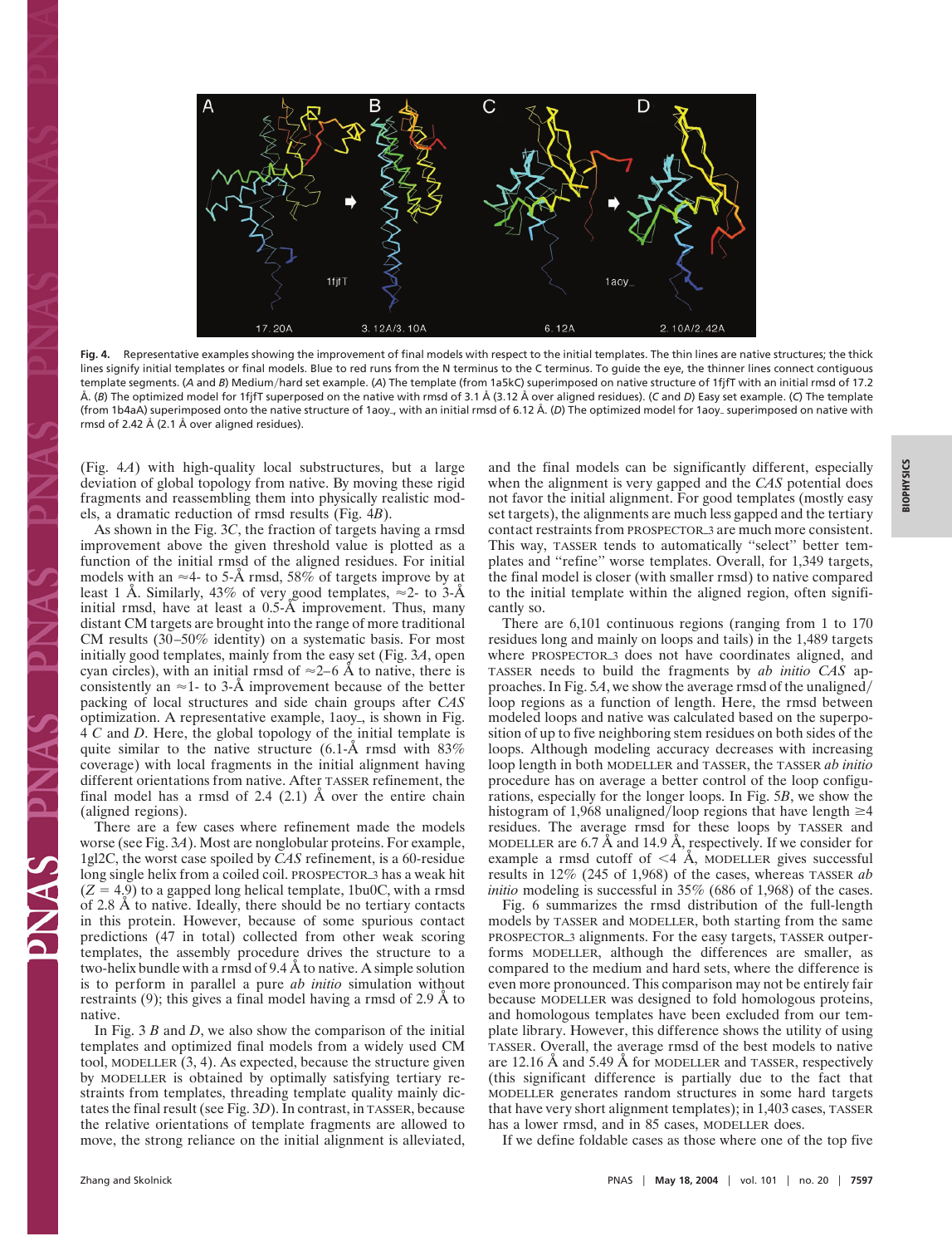Fig. 4. Representative examples showing the improvement of final models with respect to the initial templates. The thin lines are native structures; the thick lines signify initial templates or final models. Blue to red runs from the N terminus to the C terminus. To guide the eye, the thinner lines connect contiguous template segments. (*A* and *B*) Medium/hard set example. (*A*) The template (from 1a5kC) superimposed on native structure of 1fjfT with an initial rmsd of 17.2 Å. (*B*) The optimized model for 1fjfT superposed on the native with rmsd of 3.1 Å (3.12 Å over aligned residues). (*C* and *D*) Easy set example. (*C*) The template (from 1b4aA) superimposed onto the native structure of 1aoy_, with an initial rmsd of 6.12 Å. (*D*) The optimized model for 1aoy_ superimposed on the native with rmsd of 2.42 Å (2.1 Å over aligned residues).

(Fig. 4*A*) with high-quality local substructures, but a large deviation of global topology from native. By moving these rigid fragments and reassembling them into physically realistic models, a dramatic reduction of rmsd results (Fig. 4*B*).

As shown in the Fig. 3*C*, the fraction of targets having a rmsd improvement above the given threshold value is plotted as a function of the initial rmsd of the aligned residues. For initial models with an ≈4- to 5-Å rmsd, 58% of targets improve by at least 1 Å. Similarly, 43% of very good templates, ≈2- to 3-Å initial rmsd, have at least a 0.5-Å improvement. Thus, many distant CM targets are brought into the range of more traditional CM results (30–50% identity) on a systematic basis. For most initially good templates, mainly from the easy set (Fig. 3*A*, open cyan circles), with an initial rmsd of ≈2–6 Å to native, there is consistently an ≈1- to 3-Å improvement because of the better packing of local structures and side chain groups after *CAS* optimization. A representative example, 1aoy_, is shown in Fig. 4 *C* and *D*. Here, the global topology of the initial template is quite similar to the native structure (6.1-Å rmsd with 83% coverage) with local fragments in the initial alignment having different orientations from native. After TASSER refinement, the final model has a rmsd of 2.4 (2.1) Å over the entire chain (aligned regions).

There are a few cases where refinement made the models worse (see Fig. 3*A*). Most are nonglobular proteins. For example, 1gl2C, the worst case spoiled by *CAS* refinement, is a 60-residue long single helix from a coiled coil. PROSPECTOR_3 has a weak hit ($Z = 4.9$) to a gapped long helical template, 1bu0C, with a rmsd of 2.8 Å to native. Ideally, there should be no tertiary contacts in this protein. However, because of some spurious contact predictions (47 in total) collected from other weak scoring templates, the assembly procedure drives the structure to a two-helix bundle with a rmsd of 9.4 Å to native. A simple solution is to perform in parallel a pure *ab initio* simulation without restraints (9); this gives a final model having a rmsd of 2.9 Å to native.

In Fig. 3 *B* and *D*, we also show the comparison of the initial templates and optimized final models from a widely used CM tool, MODELLER (3, 4). As expected, because the structure given by MODELLER is obtained by optimally satisfying tertiary restraints from templates, threading template quality mainly dictates the final result (see Fig. 3*D*). In contrast, in TASSER, because the relative orientations of template fragments are allowed to move, the strong reliance on the initial alignment is alleviated, and the final models can be significantly different, especially when the alignment is very gapped and the *CAS* potential does not favor the initial alignment. For good templates (mostly easy set targets), the alignments are much less gapped and the tertiary contact restraints from PROSPECTOR_3 are much more consistent. This way, TASSER tends to automatically "select" better templates and "refine" worse templates. Overall, for 1,349 targets, the final model is closer (with smaller rmsd) to native compared to the initial template within the aligned region, often significantly so.

There are 6,101 continuous regions (ranging from 1 to 170 residues long and mainly on loops and tails) in the 1,489 targets where PROSPECTOR_3 does not have coordinates aligned, and TASSER needs to build the fragments by *ab initio CAS* approaches. In Fig. 5*A*, we show the average rmsd of the unaligned/loop regions as a function of length. Here, the rmsd between modeled loops and native was calculated based on the superposition of up to five neighboring stem residues on both sides of the loops. Although modeling accuracy decreases with increasing loop length in both MODELLER and TASSER, the TASSER *ab initio* procedure has on average a better control of the loop configurations, especially for the longer loops. In Fig. 5*B*, we show the histogram of 1,968 unaligned/loop regions that have length ≥4 residues. The average rmsd for these loops by TASSER and MODELLER are 6.7 Å and 14.9 Å, respectively. If we consider for example a rmsd cutoff of <4 Å, MODELLER gives successful results in 12% (245 of 1,968) of the cases, whereas TASSER *ab initio* modeling is successful in 35% (686 of 1,968) of the cases.

Fig. 6 summarizes the rmsd distribution of the full-length models by TASSER and MODELLER, both starting from the same PROSPECTOR_3 alignments. For the easy targets, TASSER outperforms MODELLER, although the differences are smaller, as compared to the medium and hard sets, where the difference is even more pronounced. This comparison may not be entirely fair because MODELLER was designed to fold homologous proteins, and homologous templates have been excluded from our template library. However, this difference shows the utility of using TASSER. Overall, the average rmsd of the best models to native are 12.16 Å and 5.49 Å for MODELLER and TASSER, respectively (this significant difference is partially due to the fact that MODELLER generates random structures in some hard targets that have very short alignment templates); in 1,403 cases, TASSER has a lower rmsd, and in 85 cases, MODELLER does.

If we define foldable cases as those where one of the top five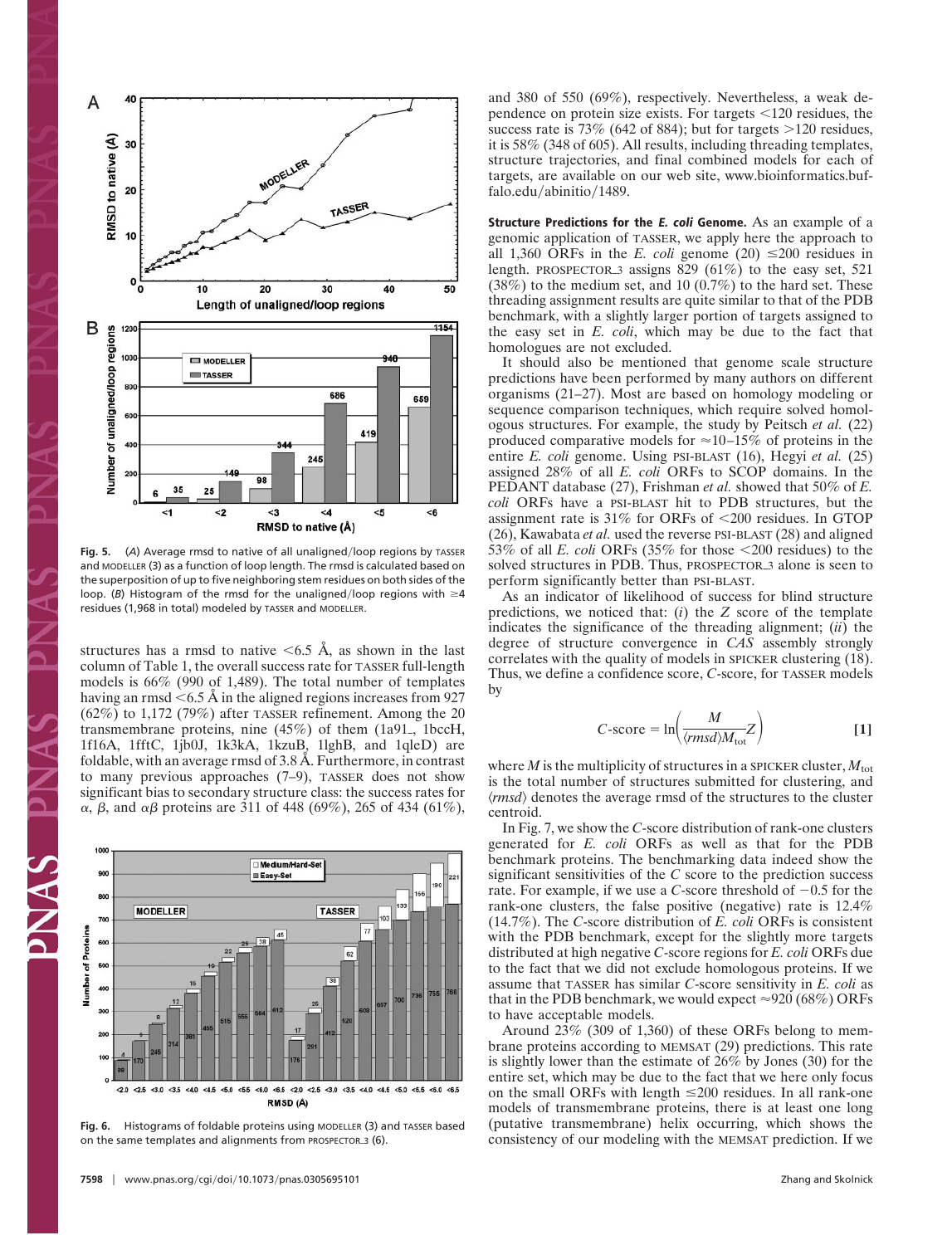Fig. 5. (*A*) Average rmsd to native of all unaligned/loop regions by TASSER and MODELLER (3) as a function of loop length. The rmsd is calculated based on the superposition of up to five neighboring stem residues on both sides of the loop. (*B*) Histogram of the rmsd for the unaligned/loop regions with ≥4 residues (1,968 in total) modeled by TASSER and MODELLER.

structures has a rmsd to native <6.5 Å, as shown in the last column of Table 1, the overall success rate for TASSER full-length models is 66% (990 of 1,489). The total number of templates having an rmsd <6.5 Å in the aligned regions increases from 927 (62%) to 1,172 (79%) after TASSER refinement. Among the 20 transmembrane proteins, nine (45%) of them (1a91\_, 1bccH, 1f16A, 1fftC, 1jb0J, 1k3kA, 1kzuB, 1lghB, and 1qleD) are foldable, with an average rmsd of 3.8 Å. Furthermore, in contrast to many previous approaches (7–9), TASSER does not show significant bias to secondary structure class: the success rates for α, β, and αβ proteins are 311 of 448 (69%), 265 of 434 (61%), and 380 of 550 (69%), respectively. Nevertheless, a weak dependence on protein size exists. For targets <120 residues, the success rate is 73% (642 of 884); but for targets >120 residues, it is 58% (348 of 605). All results, including threading templates, structure trajectories, and final combined models for each of targets, are available on our web site, www.bioinformatics.buffalo.edu/abinitio/1489.

Fig. 6. Histograms of foldable proteins using MODELLER (3) and TASSER based on the same templates and alignments from PROSPECTOR\_3 (6).

**Structure Predictions for the *E. coli* Genome.** As an example of a genomic application of TASSER, we apply here the approach to all 1,360 ORFs in the *E. coli* genome (20) ≤200 residues in length. PROSPECTOR\_3 assigns 829 (61%) to the easy set, 521 (38%) to the medium set, and 10 (0.7%) to the hard set. These threading assignment results are quite similar to that of the PDB benchmark, with a slightly larger portion of targets assigned to the easy set in *E. coli*, which may be due to the fact that homologues are not excluded.

It should also be mentioned that genome scale structure predictions have been performed by many authors on different organisms (21–27). Most are based on homology modeling or sequence comparison techniques, which require solved homologous structures. For example, the study by Peitsch *et al.* (22) produced comparative models for ≈10–15% of proteins in the entire *E. coli* genome. Using PSI-BLAST (16), Hegyi *et al.* (25) assigned 28% of all *E. coli* ORFs to SCOP domains. In the PEDANT database (27), Frishman *et al.* showed that 50% of *E. coli* ORFs have a PSI-BLAST hit to PDB structures, but the assignment rate is 31% for ORFs of <200 residues. In GTOP (26), Kawabata *et al.* used the reverse PSI-BLAST (28) and aligned 53% of all *E. coli* ORFs (35% for those <200 residues) to the solved structures in PDB. Thus, PROSPECTOR\_3 alone is seen to perform significantly better than PSI-BLAST.

As an indicator of likelihood of success for blind structure predictions, we noticed that: (*i*) the *Z* score of the template indicates the significance of the threading alignment; (*ii*) the degree of structure convergence in *CAS* assembly strongly correlates with the quality of models in SPICKER clustering (18). Thus, we define a confidence score, *C*-score, for TASSER models by

$$C\text{-score} = \ln\left(\frac{M}{\langle rmsd \rangle M_{tot}} Z\right) \quad [1]$$

where $M$ is the multiplicity of structures in a SPICKER cluster, $M_{tot}$ is the total number of structures submitted for clustering, and $\langle rmsd \rangle$ denotes the average rmsd of the structures to the cluster centroid.

In Fig. 7, we show the *C*-score distribution of rank-one clusters generated for *E. coli* ORFs as well as that for the PDB benchmark proteins. The benchmarking data indeed show the significant sensitivities of the *C* score to the prediction success rate. For example, if we use a *C*-score threshold of −0.5 for the rank-one clusters, the false positive (negative) rate is 12.4% (14.7%). The *C*-score distribution of *E. coli* ORFs is consistent with the PDB benchmark, except for the slightly more targets distributed at high negative *C*-score regions for *E. coli* ORFs due to the fact that we did not exclude homologous proteins. If we assume that TASSER has similar *C*-score sensitivity in *E. coli* as that in the PDB benchmark, we would expect ≈920 (68%) ORFs to have acceptable models.

Around 23% (309 of 1,360) of these ORFs belong to membrane proteins according to MEMSAT (29) predictions. This rate is slightly lower than the estimate of 26% by Jones (30) for the entire set, which may be due to the fact that we here only focus on the small ORFs with length ≤200 residues. In all rank-one models of transmembrane proteins, there is at least one long (putative transmembrane) helix occurring, which shows the consistency of our modeling with the MEMSAT prediction. If we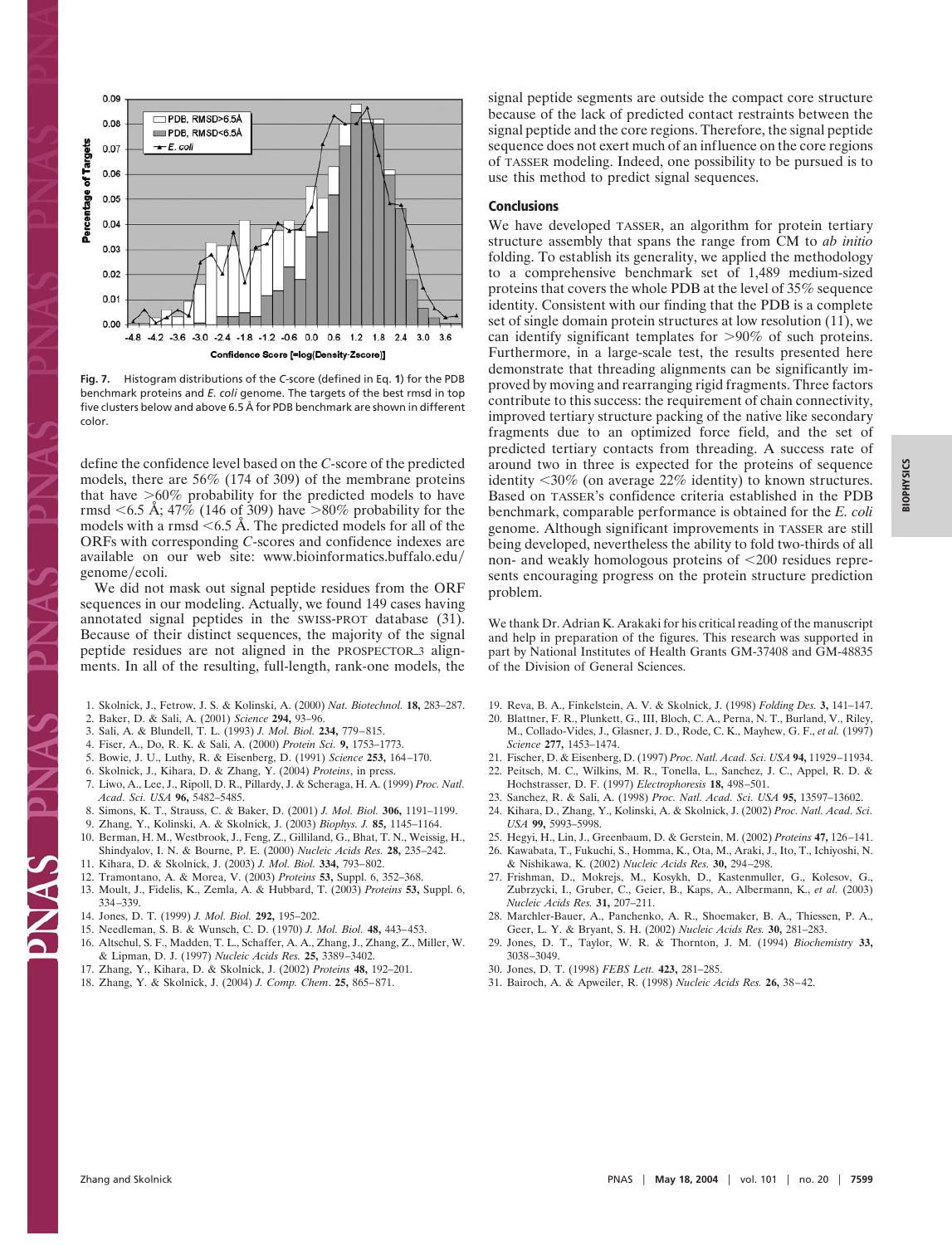0.09
0.08
0.07
0.06
0.05
0.04
0.03
0.02
0.01
0.00

Percentage of Targets

PDB, RMSD>6.5Å
PDB, RMSD<6.5Å
E. coli

-4.8 -4.2 -3.6 -3.0 -2.4 -1.8 -1.2 -0.6 0.0 0.6 1.2 1.8 2.4 3.0 3.6

Confidence Score [=log(Density-Zscore)]

**Fig. 7.** Histogram distributions of the *C*-score (defined in Eq. **1**) for the PDB benchmark proteins and *E. coli* genome. The targets of the best rmsd in top five clusters below and above 6.5 Å for PDB benchmark are shown in different color.

define the confidence level based on the *C*-score of the predicted models, there are 56% (174 of 309) of the membrane proteins that have >60% probability for the predicted models to have rmsd <6.5 Å; 47% (146 of 309) have >80% probability for the models with a rmsd <6.5 Å. The predicted models for all of the ORFs with corresponding *C*-scores and confidence indexes are available on our web site: www.bioinformatics.buffalo.edu/genome/ecoli.

We did not mask out signal peptide residues from the ORF sequences in our modeling. Actually, we found 149 cases having annotated signal peptides in the SWISS-PROT database (31). Because of their distinct sequences, the majority of the signal peptide residues are not aligned in the PROSPECTOR_3 alignments. In all of the resulting, full-length, rank-one models, the signal peptide segments are outside the compact core structure because of the lack of predicted contact restraints between the signal peptide and the core regions. Therefore, the signal peptide sequence does not exert much of an influence on the core regions of TASSER modeling. Indeed, one possibility to be pursued is to use this method to predict signal sequences.

## Conclusions

We have developed TASSER, an algorithm for protein tertiary structure assembly that spans the range from CM to *ab initio* folding. To establish its generality, we applied the methodology to a comprehensive benchmark set of 1,489 medium-sized proteins that covers the whole PDB at the level of 35% sequence identity. Consistent with our finding that the PDB is a complete set of single domain protein structures at low resolution (11), we can identify significant templates for >90% of such proteins. Furthermore, in a large-scale test, the results presented here demonstrate that threading alignments can be significantly improved by moving and rearranging rigid fragments. Three factors contribute to this success: the requirement of chain connectivity, improved tertiary structure packing of the native like secondary fragments due to an optimized force field, and the set of predicted tertiary contacts from threading. A success rate of around two in three is expected for the proteins of sequence identity <30% (on average 22% identity) to known structures. Based on TASSER's confidence criteria established in the PDB benchmark, comparable performance is obtained for the *E. coli* genome. Although significant improvements in TASSER are still being developed, nevertheless the ability to fold two-thirds of all non- and weakly homologous proteins of <200 residues represents encouraging progress on the protein structure prediction problem.

We thank Dr. Adrian K. Arakaki for his critical reading of the manuscript and help in preparation of the figures. This research was supported in part by National Institutes of Health Grants GM-37408 and GM-48835 of the Division of General Sciences.

1. Skolnick, J., Fetrow, J. S. & Kolinski, A. (2000) *Nat. Biotechnol.* **18,** 283–287.
2. Baker, D. & Sali, A. (2001) *Science* **294,** 93–96.
3. Sali, A. & Blundell, T. L. (1993) *J. Mol. Biol.* **234,** 779–815.
4. Fiser, A., Do, R. K. & Sali, A. (2000) *Protein Sci.* **9,** 1753–1773.
5. Bowie, J. U., Luthy, R. & Eisenberg, D. (1991) *Science* **253,** 164–170.
6. Skolnick, J., Kihara, D. & Zhang, Y. (2004) *Proteins*, in press.
7. Liwo, A., Lee, J., Ripoll, D. R., Pillardy, J. & Scheraga, H. A. (1999) *Proc. Natl. Acad. Sci. USA* **96,** 5482–5485.
8. Simons, K. T., Strauss, C. & Baker, D. (2001) *J. Mol. Biol.* **306,** 1191–1199.
9. Zhang, Y., Kolinski, A. & Skolnick, J. (2003) *Biophys. J.* **85,** 1145–1164.
10. Berman, H. M., Westbrook, J., Feng, Z., Gilliland, G., Bhat, T. N., Weissig, H., Shindyalov, I. N. & Bourne, P. E. (2000) *Nucleic Acids Res.* **28,** 235–242.
11. Kihara, D. & Skolnick, J. (2003) *J. Mol. Biol.* **334,** 793–802.
12. Tramontano, A. & Morea, V. (2003) *Proteins* **53,** Suppl. 6, 352–368.
13. Moult, J., Fidelis, K., Zemla, A. & Hubbard, T. (2003) *Proteins* **53,** Suppl. 6, 334–339.
14. Jones, D. T. (1999) *J. Mol. Biol.* **292,** 195–202.
15. Needleman, S. B. & Wunsch, C. D. (1970) *J. Mol. Biol.* **48,** 443–453.
16. Altschul, S. F., Madden, T. L., Schaffer, A. A., Zhang, J., Zhang, Z., Miller, W. & Lipman, D. J. (1997) *Nucleic Acids Res.* **25,** 3389–3402.
17. Zhang, Y., Kihara, D. & Skolnick, J. (2002) *Proteins* **48,** 192–201.
18. Zhang, Y. & Skolnick, J. (2004) *J. Comp. Chem.* **25,** 865–871.
19. Reva, B. A., Finkelstein, A. V. & Skolnick, J. (1998) *Folding Des.* **3,** 141–147.
20. Blattner, F. R., Plunkett, G., III, Bloch, C. A., Perna, N. T., Burland, V., Riley, M., Collado-Vides, J., Glasner, J. D., Rode, C. K., Mayhew, G. F., *et al.* (1997) *Science* **277,** 1453–1474.
21. Fischer, D. & Eisenberg, D. (1997) *Proc. Natl. Acad. Sci. USA* **94,** 11929–11934.
22. Peitsch, M. C., Wilkins, M. R., Tonella, L., Sanchez, J. C., Appel, R. D. & Hochstrasser, D. F. (1997) *Electrophoresis* **18,** 498–501.
23. Sanchez, R. & Sali, A. (1998) *Proc. Natl. Acad. Sci. USA* **95,** 13597–13602.
24. Kihara, D., Zhang, Y., Kolinski, A. & Skolnick, J. (2002) *Proc. Natl. Acad. Sci. USA* **99,** 5993–5998.
25. Hegyi, H., Lin, J., Greenbaum, D. & Gerstein, M. (2002) *Proteins* **47,** 126–141.
26. Kawabata, T., Fukuchi, S., Homma, K., Ota, M., Araki, J., Ito, T., Ichiyoshi, N. & Nishikawa, K. (2002) *Nucleic Acids Res.* **30,** 294–298.
27. Frishman, D., Mokrejs, M., Kosykh, D., Kastenmuller, G., Kolesov, G., Zubrzycki, I., Gruber, C., Geier, B., Kaps, A., Albermann, K., *et al.* (2003) *Nucleic Acids Res.* **31,** 207–211.
28. Marchler-Bauer, A., Panchenko, A. R., Shoemaker, B. A., Thiessen, P. A., Geer, L. Y. & Bryant, S. H. (2002) *Nucleic Acids Res.* **30,** 281–283.
29. Jones, D. T., Taylor, W. R. & Thornton, J. M. (1994) *Biochemistry* **33,** 3038–3049.
30. Jones, D. T. (1998) *FEBS Lett.* **423,** 281–285.
31. Bairoch, A. & Apweiler, R. (1998) *Nucleic Acids Res.* **26,** 38–42.